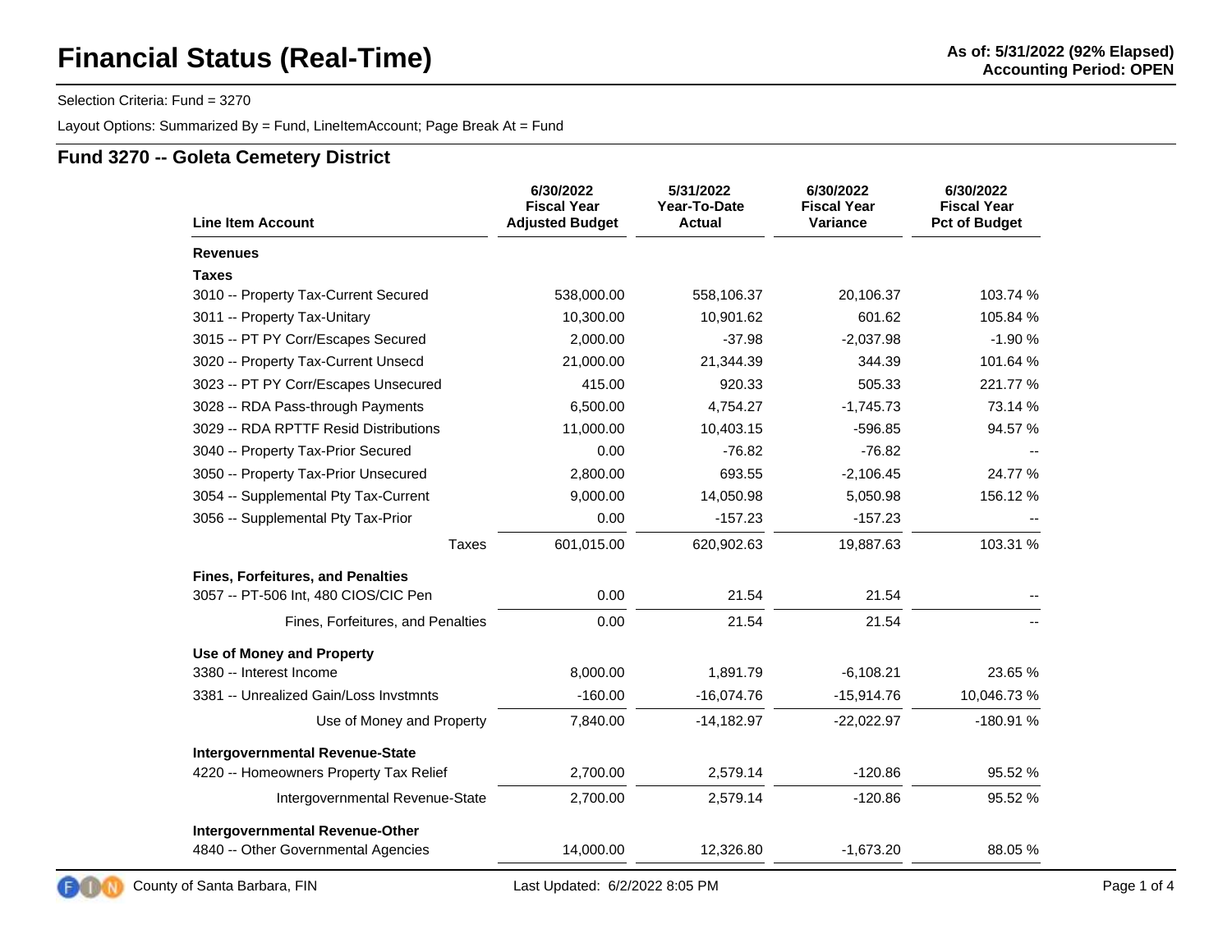# Financial Status (Real-Time)

**As of: 5/31/2022 (92% Elapsed)**
**Accounting Period: OPEN**

Selection Criteria: Fund = 3270

Layout Options: Summarized By = Fund, LineItemAccount; Page Break At = Fund

## Fund 3270 -- Goleta Cemetery District

| Line Item Account | 6/30/2022 Fiscal Year Adjusted Budget | 5/31/2022 Year-To-Date Actual | 6/30/2022 Fiscal Year Variance | 6/30/2022 Fiscal Year Pct of Budget |
|---|---|---|---|---|
| **Revenues** | | | | |
| **Taxes** | | | | |
| 3010 -- Property Tax-Current Secured | 538,000.00 | 558,106.37 | 20,106.37 | 103.74 % |
| 3011 -- Property Tax-Unitary | 10,300.00 | 10,901.62 | 601.62 | 105.84 % |
| 3015 -- PT PY Corr/Escapes Secured | 2,000.00 | -37.98 | -2,037.98 | -1.90 % |
| 3020 -- Property Tax-Current Unsecd | 21,000.00 | 21,344.39 | 344.39 | 101.64 % |
| 3023 -- PT PY Corr/Escapes Unsecured | 415.00 | 920.33 | 505.33 | 221.77 % |
| 3028 -- RDA Pass-through Payments | 6,500.00 | 4,754.27 | -1,745.73 | 73.14 % |
| 3029 -- RDA RPTTF Resid Distributions | 11,000.00 | 10,403.15 | -596.85 | 94.57 % |
| 3040 -- Property Tax-Prior Secured | 0.00 | -76.82 | -76.82 | -- |
| 3050 -- Property Tax-Prior Unsecured | 2,800.00 | 693.55 | -2,106.45 | 24.77 % |
| 3054 -- Supplemental Pty Tax-Current | 9,000.00 | 14,050.98 | 5,050.98 | 156.12 % |
| 3056 -- Supplemental Pty Tax-Prior | 0.00 | -157.23 | -157.23 | -- |
| Taxes | 601,015.00 | 620,902.63 | 19,887.63 | 103.31 % |
| **Fines, Forfeitures, and Penalties** | | | | |
| 3057 -- PT-506 Int, 480 CIOS/CIC Pen | 0.00 | 21.54 | 21.54 | -- |
| Fines, Forfeitures, and Penalties | 0.00 | 21.54 | 21.54 | -- |
| **Use of Money and Property** | | | | |
| 3380 -- Interest Income | 8,000.00 | 1,891.79 | -6,108.21 | 23.65 % |
| 3381 -- Unrealized Gain/Loss Invstmnts | -160.00 | -16,074.76 | -15,914.76 | 10,046.73 % |
| Use of Money and Property | 7,840.00 | -14,182.97 | -22,022.97 | -180.91 % |
| **Intergovernmental Revenue-State** | | | | |
| 4220 -- Homeowners Property Tax Relief | 2,700.00 | 2,579.14 | -120.86 | 95.52 % |
| Intergovernmental Revenue-State | 2,700.00 | 2,579.14 | -120.86 | 95.52 % |
| **Intergovernmental Revenue-Other** | | | | |
| 4840 -- Other Governmental Agencies | 14,000.00 | 12,326.80 | -1,673.20 | 88.05 % |

County of Santa Barbara, FIN

Last Updated: 6/2/2022 8:05 PM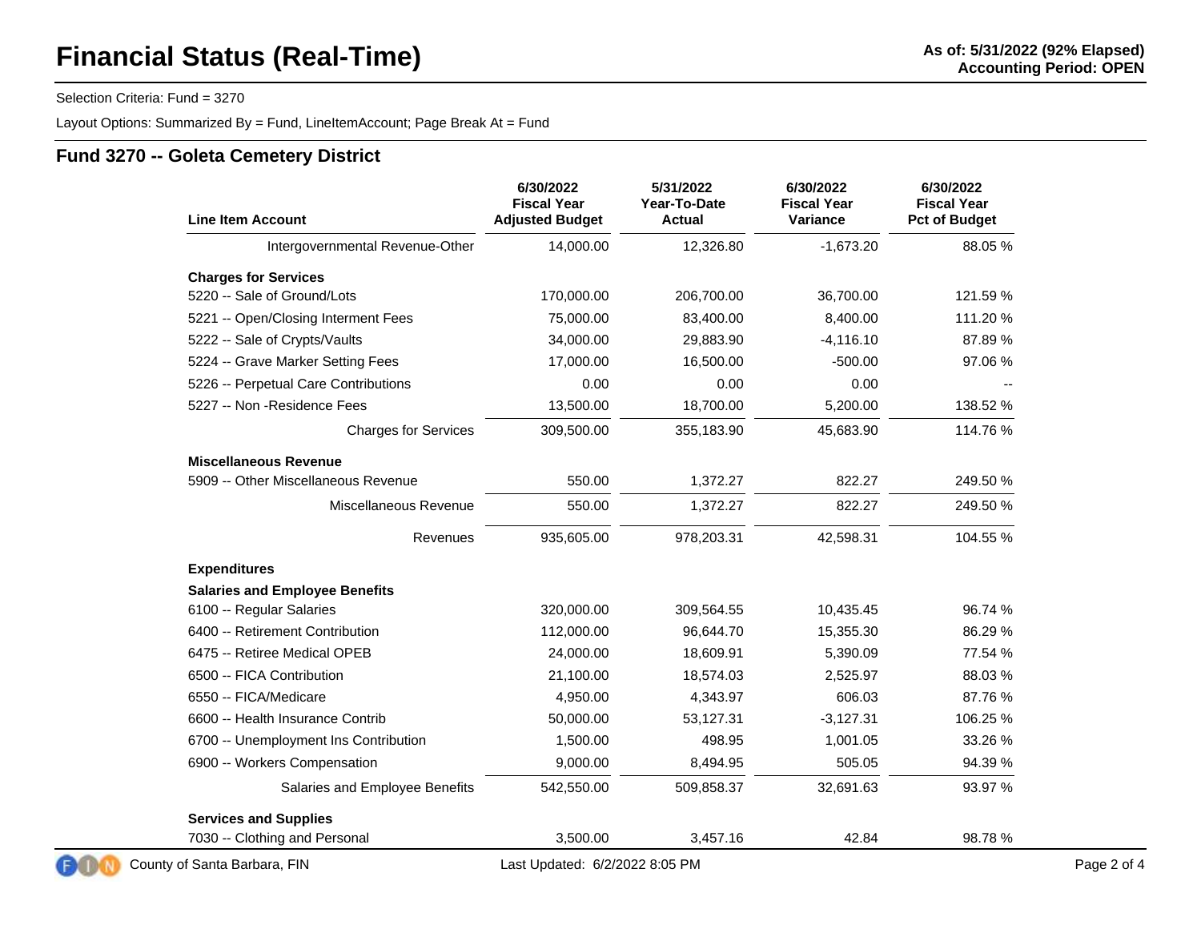# Financial Status (Real-Time)

**As of: 5/31/2022 (92% Elapsed)**
**Accounting Period: OPEN**

Selection Criteria: Fund = 3270

Layout Options: Summarized By = Fund, LineItemAccount; Page Break At = Fund

## Fund 3270 -- Goleta Cemetery District

| Line Item Account | 6/30/2022 Fiscal Year Adjusted Budget | 5/31/2022 Year-To-Date Actual | 6/30/2022 Fiscal Year Variance | 6/30/2022 Fiscal Year Pct of Budget |
|---|---|---|---|---|
| Intergovernmental Revenue-Other | 14,000.00 | 12,326.80 | -1,673.20 | 88.05 % |
| **Charges for Services** | | | | |
| 5220 -- Sale of Ground/Lots | 170,000.00 | 206,700.00 | 36,700.00 | 121.59 % |
| 5221 -- Open/Closing Interment Fees | 75,000.00 | 83,400.00 | 8,400.00 | 111.20 % |
| 5222 -- Sale of Crypts/Vaults | 34,000.00 | 29,883.90 | -4,116.10 | 87.89 % |
| 5224 -- Grave Marker Setting Fees | 17,000.00 | 16,500.00 | -500.00 | 97.06 % |
| 5226 -- Perpetual Care Contributions | 0.00 | 0.00 | 0.00 | -- |
| 5227 -- Non -Residence Fees | 13,500.00 | 18,700.00 | 5,200.00 | 138.52 % |
| Charges for Services | 309,500.00 | 355,183.90 | 45,683.90 | 114.76 % |
| **Miscellaneous Revenue** | | | | |
| 5909 -- Other Miscellaneous Revenue | 550.00 | 1,372.27 | 822.27 | 249.50 % |
| Miscellaneous Revenue | 550.00 | 1,372.27 | 822.27 | 249.50 % |
| Revenues | 935,605.00 | 978,203.31 | 42,598.31 | 104.55 % |
| **Expenditures** | | | | |
| **Salaries and Employee Benefits** | | | | |
| 6100 -- Regular Salaries | 320,000.00 | 309,564.55 | 10,435.45 | 96.74 % |
| 6400 -- Retirement Contribution | 112,000.00 | 96,644.70 | 15,355.30 | 86.29 % |
| 6475 -- Retiree Medical OPEB | 24,000.00 | 18,609.91 | 5,390.09 | 77.54 % |
| 6500 -- FICA Contribution | 21,100.00 | 18,574.03 | 2,525.97 | 88.03 % |
| 6550 -- FICA/Medicare | 4,950.00 | 4,343.97 | 606.03 | 87.76 % |
| 6600 -- Health Insurance Contrib | 50,000.00 | 53,127.31 | -3,127.31 | 106.25 % |
| 6700 -- Unemployment Ins Contribution | 1,500.00 | 498.95 | 1,001.05 | 33.26 % |
| 6900 -- Workers Compensation | 9,000.00 | 8,494.95 | 505.05 | 94.39 % |
| Salaries and Employee Benefits | 542,550.00 | 509,858.37 | 32,691.63 | 93.97 % |
| **Services and Supplies** | | | | |
| 7030 -- Clothing and Personal | 3,500.00 | 3,457.16 | 42.84 | 98.78 % |

County of Santa Barbara, FIN — Last Updated: 6/2/2022 8:05 PM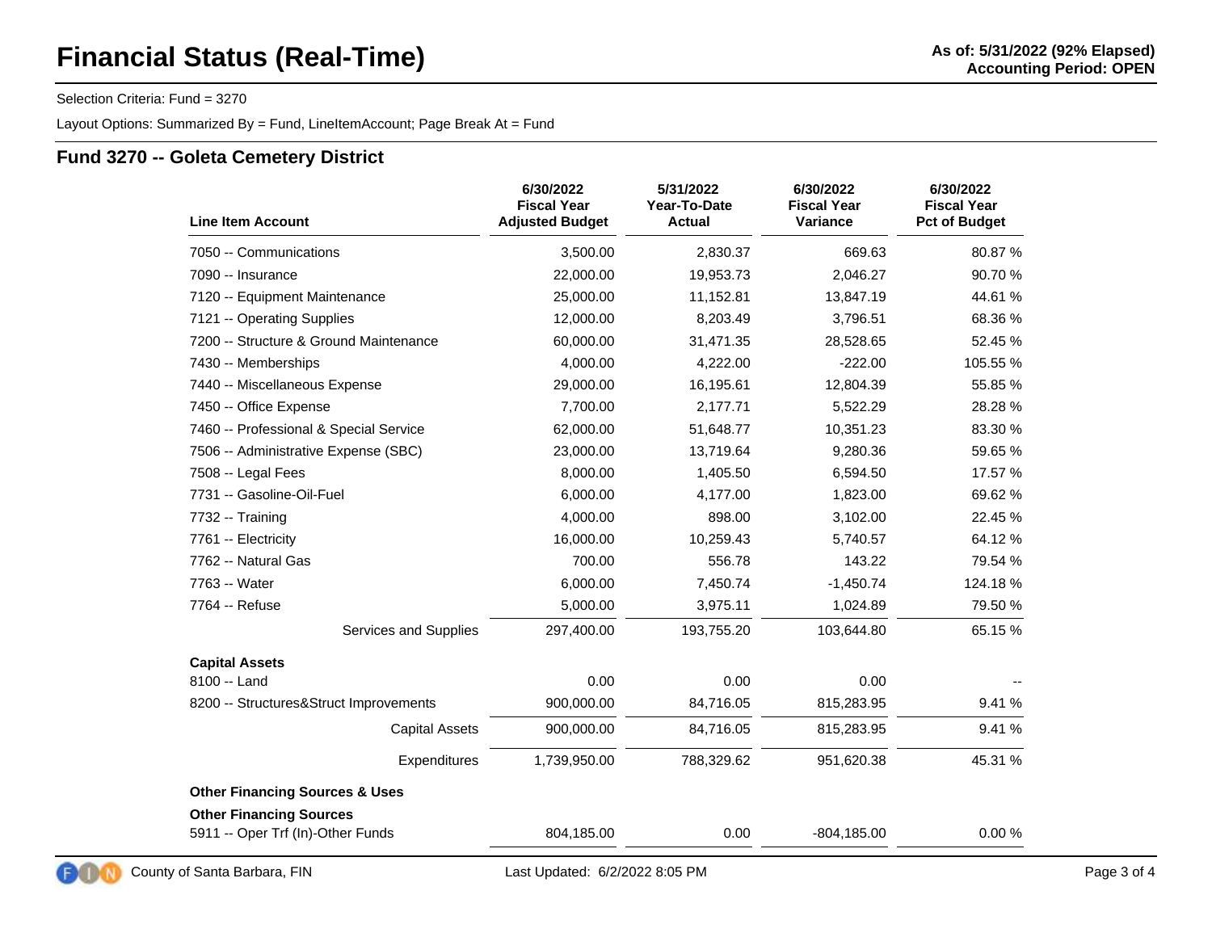# Financial Status (Real-Time)

**As of: 5/31/2022 (92% Elapsed)**
**Accounting Period: OPEN**

Selection Criteria: Fund = 3270

Layout Options: Summarized By = Fund, LineItemAccount; Page Break At = Fund

## Fund 3270 -- Goleta Cemetery District

| Line Item Account | 6/30/2022 Fiscal Year Adjusted Budget | 5/31/2022 Year-To-Date Actual | 6/30/2022 Fiscal Year Variance | 6/30/2022 Fiscal Year Pct of Budget |
|---|---|---|---|---|
| 7050 -- Communications | 3,500.00 | 2,830.37 | 669.63 | 80.87 % |
| 7090 -- Insurance | 22,000.00 | 19,953.73 | 2,046.27 | 90.70 % |
| 7120 -- Equipment Maintenance | 25,000.00 | 11,152.81 | 13,847.19 | 44.61 % |
| 7121 -- Operating Supplies | 12,000.00 | 8,203.49 | 3,796.51 | 68.36 % |
| 7200 -- Structure & Ground Maintenance | 60,000.00 | 31,471.35 | 28,528.65 | 52.45 % |
| 7430 -- Memberships | 4,000.00 | 4,222.00 | -222.00 | 105.55 % |
| 7440 -- Miscellaneous Expense | 29,000.00 | 16,195.61 | 12,804.39 | 55.85 % |
| 7450 -- Office Expense | 7,700.00 | 2,177.71 | 5,522.29 | 28.28 % |
| 7460 -- Professional & Special Service | 62,000.00 | 51,648.77 | 10,351.23 | 83.30 % |
| 7506 -- Administrative Expense (SBC) | 23,000.00 | 13,719.64 | 9,280.36 | 59.65 % |
| 7508 -- Legal Fees | 8,000.00 | 1,405.50 | 6,594.50 | 17.57 % |
| 7731 -- Gasoline-Oil-Fuel | 6,000.00 | 4,177.00 | 1,823.00 | 69.62 % |
| 7732 -- Training | 4,000.00 | 898.00 | 3,102.00 | 22.45 % |
| 7761 -- Electricity | 16,000.00 | 10,259.43 | 5,740.57 | 64.12 % |
| 7762 -- Natural Gas | 700.00 | 556.78 | 143.22 | 79.54 % |
| 7763 -- Water | 6,000.00 | 7,450.74 | -1,450.74 | 124.18 % |
| 7764 -- Refuse | 5,000.00 | 3,975.11 | 1,024.89 | 79.50 % |
| Services and Supplies | 297,400.00 | 193,755.20 | 103,644.80 | 65.15 % |
| **Capital Assets** | | | | |
| 8100 -- Land | 0.00 | 0.00 | 0.00 | -- |
| 8200 -- Structures&Struct Improvements | 900,000.00 | 84,716.05 | 815,283.95 | 9.41 % |
| Capital Assets | 900,000.00 | 84,716.05 | 815,283.95 | 9.41 % |
| Expenditures | 1,739,950.00 | 788,329.62 | 951,620.38 | 45.31 % |
| **Other Financing Sources & Uses** | | | | |
| **Other Financing Sources** | | | | |
| 5911 -- Oper Trf (In)-Other Funds | 804,185.00 | 0.00 | -804,185.00 | 0.00 % |

County of Santa Barbara, FIN

Last Updated: 6/2/2022 8:05 PM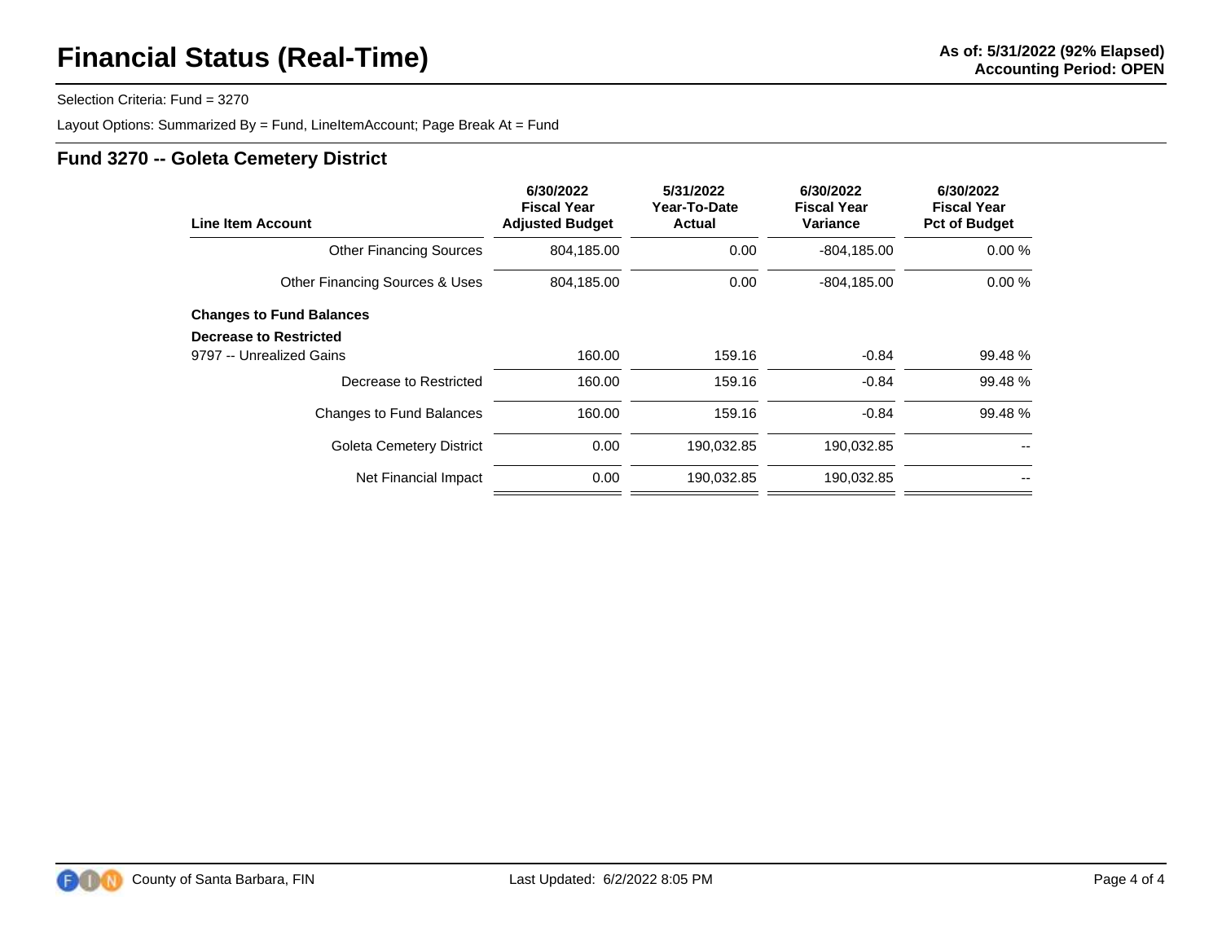# Financial Status (Real-Time)

**As of: 5/31/2022 (92% Elapsed)**
**Accounting Period: OPEN**

Selection Criteria: Fund = 3270

Layout Options: Summarized By = Fund, LineItemAccount; Page Break At = Fund

## Fund 3270 -- Goleta Cemetery District

| Line Item Account | 6/30/2022 Fiscal Year Adjusted Budget | 5/31/2022 Year-To-Date Actual | 6/30/2022 Fiscal Year Variance | 6/30/2022 Fiscal Year Pct of Budget |
|---|---|---|---|---|
| Other Financing Sources | 804,185.00 | 0.00 | -804,185.00 | 0.00 % |
| Other Financing Sources & Uses | 804,185.00 | 0.00 | -804,185.00 | 0.00 % |
| **Changes to Fund Balances** | | | | |
| **Decrease to Restricted** | | | | |
| 9797 -- Unrealized Gains | 160.00 | 159.16 | -0.84 | 99.48 % |
| Decrease to Restricted | 160.00 | 159.16 | -0.84 | 99.48 % |
| Changes to Fund Balances | 160.00 | 159.16 | -0.84 | 99.48 % |
| Goleta Cemetery District | 0.00 | 190,032.85 | 190,032.85 | -- |
| Net Financial Impact | 0.00 | 190,032.85 | 190,032.85 | -- |

County of Santa Barbara, FIN

Last Updated: 6/2/2022 8:05 PM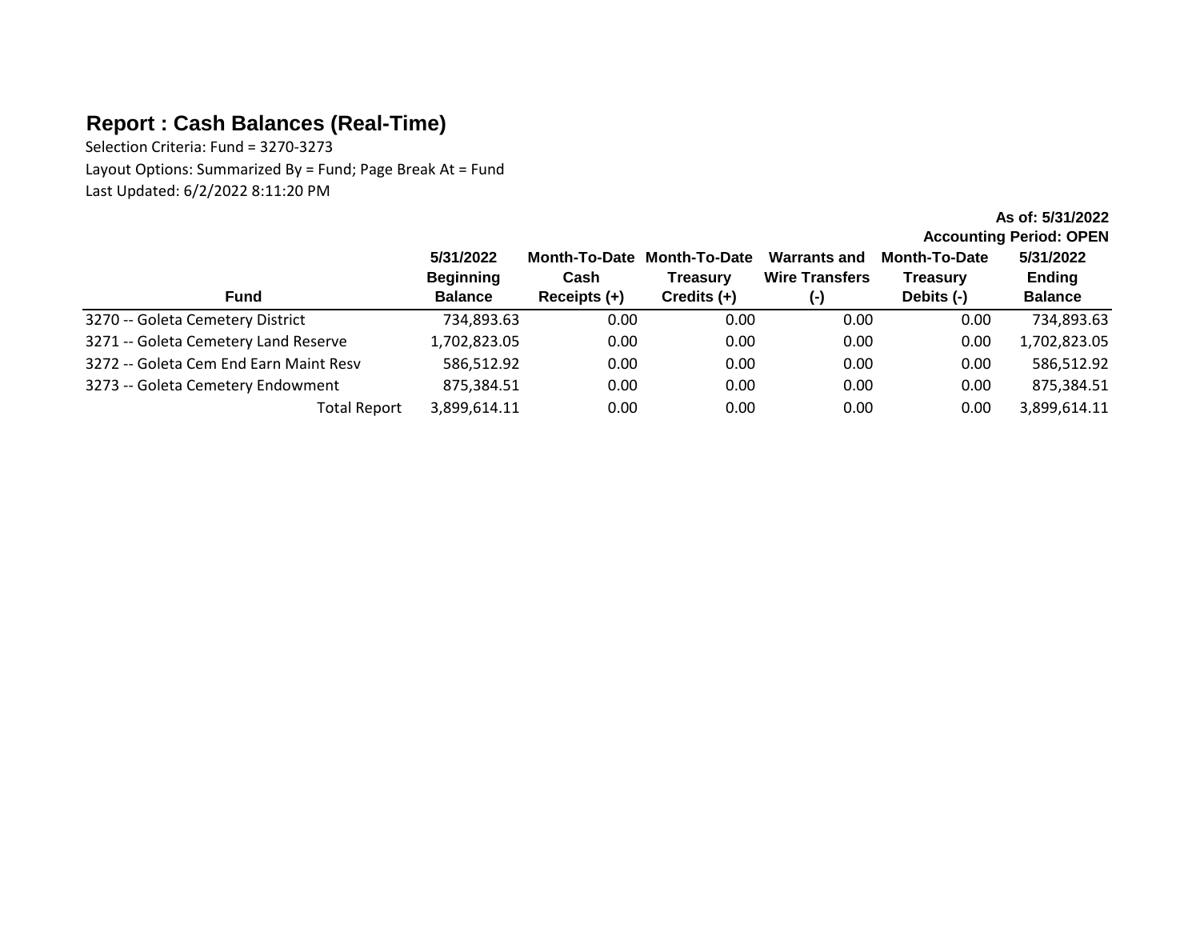# Report : Cash Balances (Real-Time)

Selection Criteria: Fund = 3270-3273

Layout Options: Summarized By = Fund; Page Break At = Fund

Last Updated: 6/2/2022 8:11:20 PM

**As of: 5/31/2022**

**Accounting Period: OPEN**

| Fund | 5/31/2022 Beginning Balance | Month-To-Date Cash Receipts (+) | Month-To-Date Treasury Credits (+) | Warrants and Wire Transfers (-) | Month-To-Date Treasury Debits (-) | 5/31/2022 Ending Balance |
|---|---|---|---|---|---|---|
| 3270 -- Goleta Cemetery District | 734,893.63 | 0.00 | 0.00 | 0.00 | 0.00 | 734,893.63 |
| 3271 -- Goleta Cemetery Land Reserve | 1,702,823.05 | 0.00 | 0.00 | 0.00 | 0.00 | 1,702,823.05 |
| 3272 -- Goleta Cem End Earn Maint Resv | 586,512.92 | 0.00 | 0.00 | 0.00 | 0.00 | 586,512.92 |
| 3273 -- Goleta Cemetery Endowment | 875,384.51 | 0.00 | 0.00 | 0.00 | 0.00 | 875,384.51 |
| Total Report | 3,899,614.11 | 0.00 | 0.00 | 0.00 | 0.00 | 3,899,614.11 |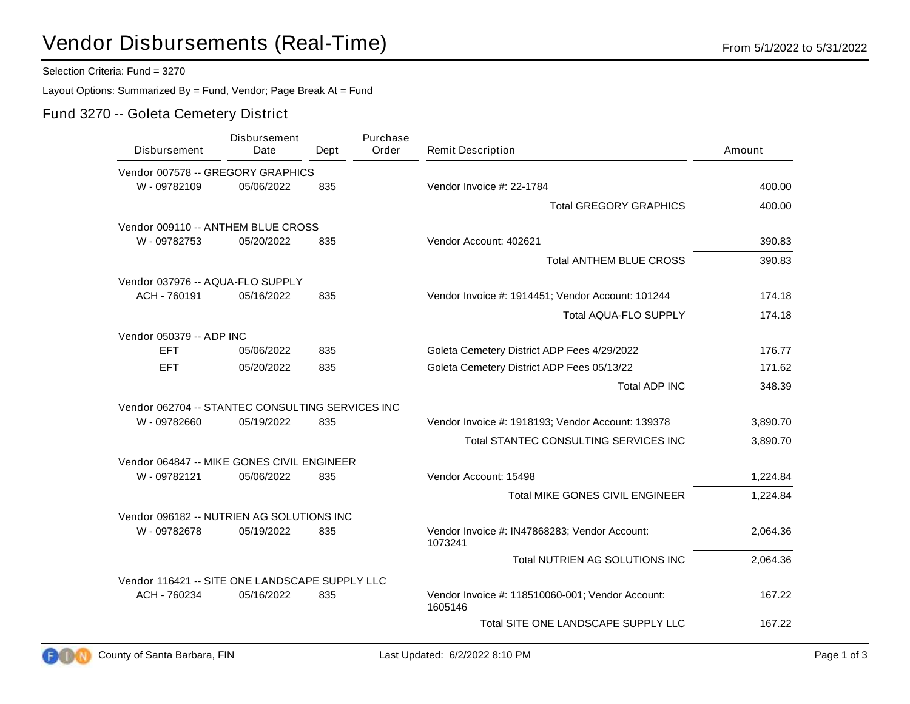# Vendor Disbursements (Real-Time)

From 5/1/2022 to 5/31/2022

Selection Criteria: Fund = 3270

Layout Options: Summarized By = Fund, Vendor; Page Break At = Fund

## Fund 3270 -- Goleta Cemetery District

| Disbursement | Disbursement Date | Dept | Purchase Order | Remit Description | Amount |
|---|---|---|---|---|---|
| Vendor 007578 -- GREGORY GRAPHICS | | | | | |
| W - 09782109 | 05/06/2022 | 835 | | Vendor Invoice #: 22-1784 | 400.00 |
| | | | | Total GREGORY GRAPHICS | 400.00 |
| Vendor 009110 -- ANTHEM BLUE CROSS | | | | | |
| W - 09782753 | 05/20/2022 | 835 | | Vendor Account: 402621 | 390.83 |
| | | | | Total ANTHEM BLUE CROSS | 390.83 |
| Vendor 037976 -- AQUA-FLO SUPPLY | | | | | |
| ACH - 760191 | 05/16/2022 | 835 | | Vendor Invoice #: 1914451; Vendor Account: 101244 | 174.18 |
| | | | | Total AQUA-FLO SUPPLY | 174.18 |
| Vendor 050379 -- ADP INC | | | | | |
| EFT | 05/06/2022 | 835 | | Goleta Cemetery District ADP Fees 4/29/2022 | 176.77 |
| EFT | 05/20/2022 | 835 | | Goleta Cemetery District ADP Fees 05/13/22 | 171.62 |
| | | | | Total ADP INC | 348.39 |
| Vendor 062704 -- STANTEC CONSULTING SERVICES INC | | | | | |
| W - 09782660 | 05/19/2022 | 835 | | Vendor Invoice #: 1918193; Vendor Account: 139378 | 3,890.70 |
| | | | | Total STANTEC CONSULTING SERVICES INC | 3,890.70 |
| Vendor 064847 -- MIKE GONES CIVIL ENGINEER | | | | | |
| W - 09782121 | 05/06/2022 | 835 | | Vendor Account: 15498 | 1,224.84 |
| | | | | Total MIKE GONES CIVIL ENGINEER | 1,224.84 |
| Vendor 096182 -- NUTRIEN AG SOLUTIONS INC | | | | | |
| W - 09782678 | 05/19/2022 | 835 | | Vendor Invoice #: IN47868283; Vendor Account: 1073241 | 2,064.36 |
| | | | | Total NUTRIEN AG SOLUTIONS INC | 2,064.36 |
| Vendor 116421 -- SITE ONE LANDSCAPE SUPPLY LLC | | | | | |
| ACH - 760234 | 05/16/2022 | 835 | | Vendor Invoice #: 118510060-001; Vendor Account: 1605146 | 167.22 |
| | | | | Total SITE ONE LANDSCAPE SUPPLY LLC | 167.22 |

County of Santa Barbara, FIN

Last Updated: 6/2/2022 8:10 PM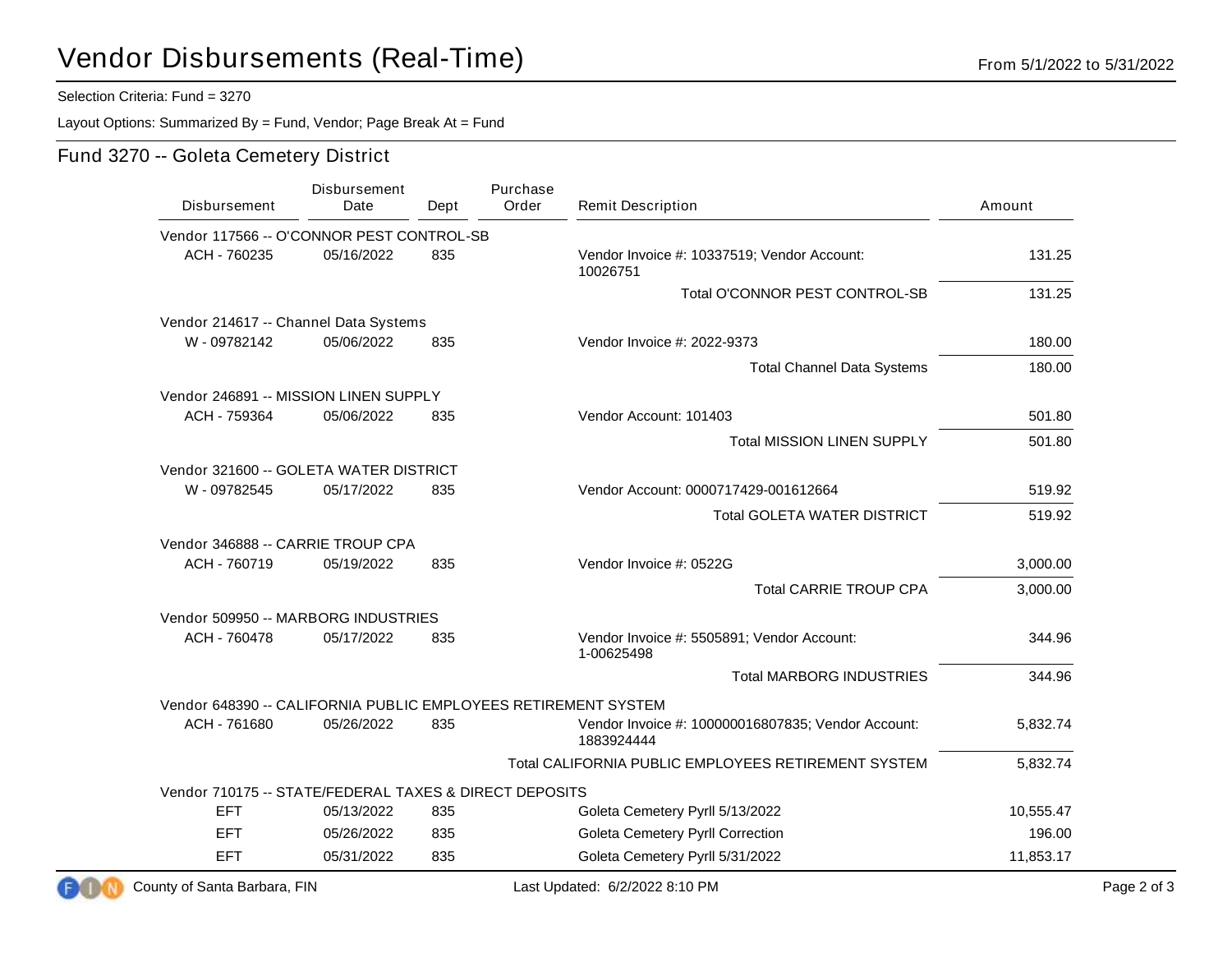# Vendor Disbursements (Real-Time)

From 5/1/2022 to 5/31/2022

Selection Criteria: Fund = 3270

Layout Options: Summarized By = Fund, Vendor; Page Break At = Fund

## Fund 3270 -- Goleta Cemetery District

| Disbursement | Disbursement Date | Dept | Purchase Order | Remit Description | Amount |
|---|---|---|---|---|---|
| Vendor 117566 -- O'CONNOR PEST CONTROL-SB | | | | | |
| ACH - 760235 | 05/16/2022 | 835 | | Vendor Invoice #: 10337519; Vendor Account: 10026751 | 131.25 |
| | | | | Total O'CONNOR PEST CONTROL-SB | 131.25 |
| Vendor 214617 -- Channel Data Systems | | | | | |
| W - 09782142 | 05/06/2022 | 835 | | Vendor Invoice #: 2022-9373 | 180.00 |
| | | | | Total Channel Data Systems | 180.00 |
| Vendor 246891 -- MISSION LINEN SUPPLY | | | | | |
| ACH - 759364 | 05/06/2022 | 835 | | Vendor Account: 101403 | 501.80 |
| | | | | Total MISSION LINEN SUPPLY | 501.80 |
| Vendor 321600 -- GOLETA WATER DISTRICT | | | | | |
| W - 09782545 | 05/17/2022 | 835 | | Vendor Account: 0000717429-001612664 | 519.92 |
| | | | | Total GOLETA WATER DISTRICT | 519.92 |
| Vendor 346888 -- CARRIE TROUP CPA | | | | | |
| ACH - 760719 | 05/19/2022 | 835 | | Vendor Invoice #: 0522G | 3,000.00 |
| | | | | Total CARRIE TROUP CPA | 3,000.00 |
| Vendor 509950 -- MARBORG INDUSTRIES | | | | | |
| ACH - 760478 | 05/17/2022 | 835 | | Vendor Invoice #: 5505891; Vendor Account: 1-00625498 | 344.96 |
| | | | | Total MARBORG INDUSTRIES | 344.96 |
| Vendor 648390 -- CALIFORNIA PUBLIC EMPLOYEES RETIREMENT SYSTEM | | | | | |
| ACH - 761680 | 05/26/2022 | 835 | | Vendor Invoice #: 100000016807835; Vendor Account: 1883924444 | 5,832.74 |
| | | | | Total CALIFORNIA PUBLIC EMPLOYEES RETIREMENT SYSTEM | 5,832.74 |
| Vendor 710175 -- STATE/FEDERAL TAXES & DIRECT DEPOSITS | | | | | |
| EFT | 05/13/2022 | 835 | | Goleta Cemetery Pyrll 5/13/2022 | 10,555.47 |
| EFT | 05/26/2022 | 835 | | Goleta Cemetery Pyrll Correction | 196.00 |
| EFT | 05/31/2022 | 835 | | Goleta Cemetery Pyrll 5/31/2022 | 11,853.17 |

County of Santa Barbara, FIN

Last Updated: 6/2/2022 8:10 PM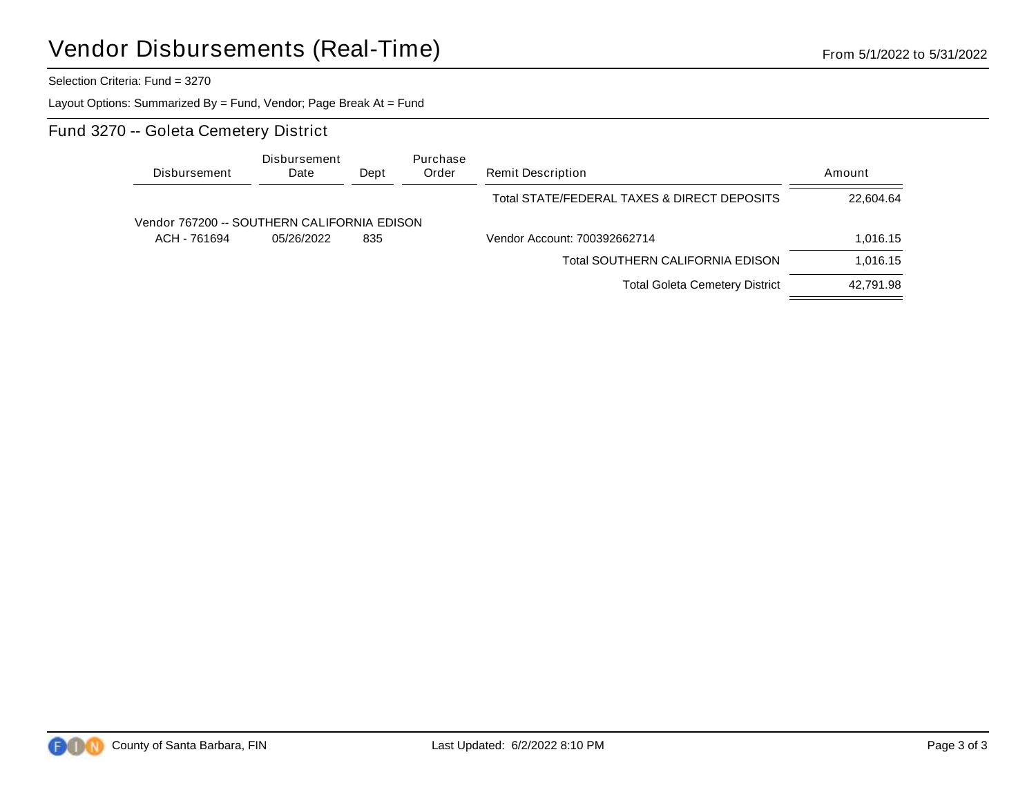# Vendor Disbursements (Real-Time)

From 5/1/2022 to 5/31/2022

Selection Criteria: Fund = 3270

Layout Options: Summarized By = Fund, Vendor; Page Break At = Fund

## Fund 3270 -- Goleta Cemetery District

| Disbursement | Disbursement Date | Dept | Purchase Order | Remit Description | Amount |
|---|---|---|---|---|---|
| | | | | Total STATE/FEDERAL TAXES & DIRECT DEPOSITS | 22,604.64 |
| Vendor 767200 -- SOUTHERN CALIFORNIA EDISON | | | | | |
| ACH - 761694 | 05/26/2022 | 835 | | Vendor Account: 700392662714 | 1,016.15 |
| | | | | Total SOUTHERN CALIFORNIA EDISON | 1,016.15 |
| | | | | Total Goleta Cemetery District | 42,791.98 |

County of Santa Barbara, FIN

Last Updated: 6/2/2022 8:10 PM